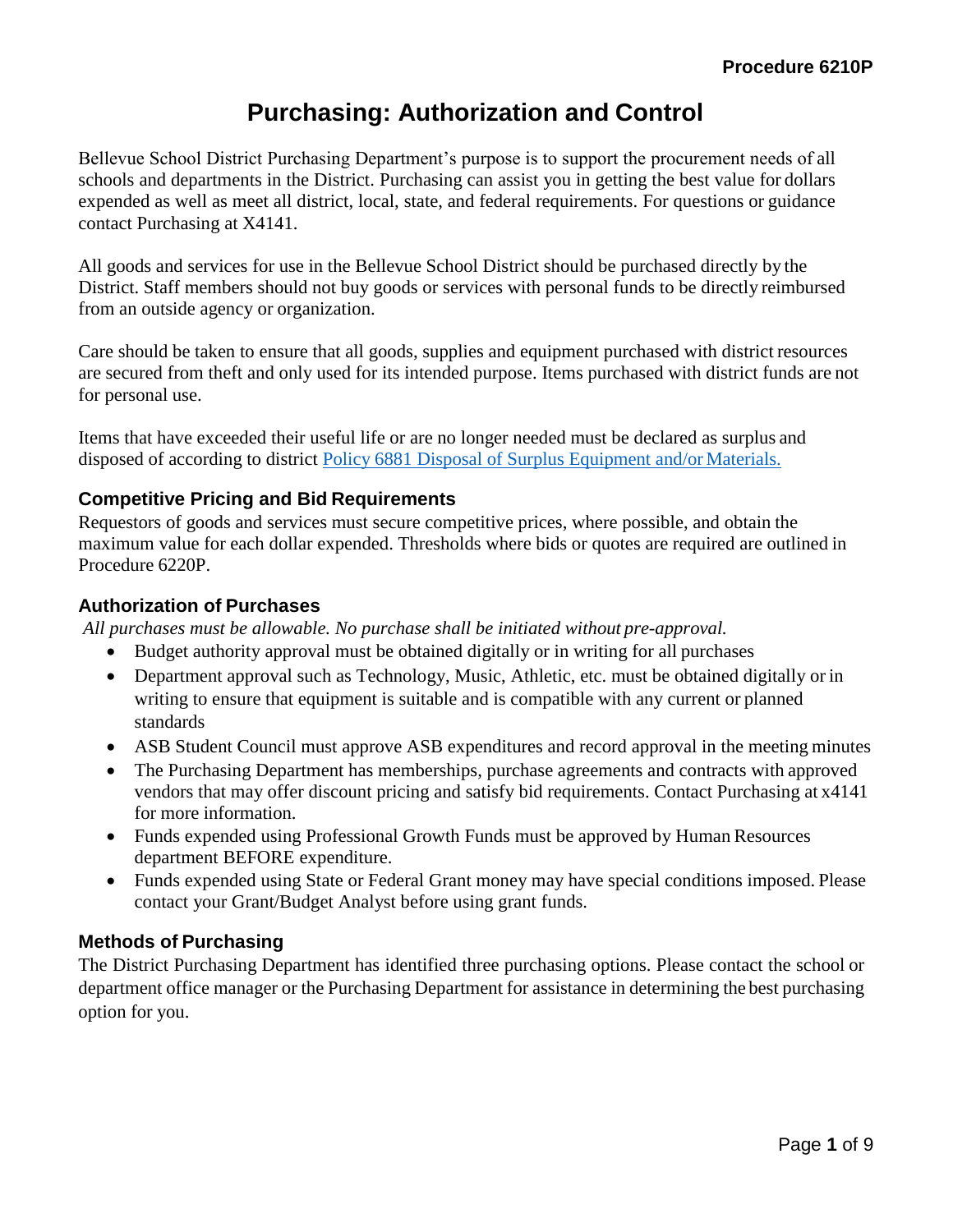**Procedure 6210P**

# Purchasing: Authorization and Control

Bellevue School District Purchasing Department's purpose is to support the procurement needs of all schools and departments in the District. Purchasing can assist you in getting the best value for dollars expended as well as meet all district, local, state, and federal requirements. For questions or guidance contact Purchasing at X4141.

All goods and services for use in the Bellevue School District should be purchased directly by the District. Staff members should not buy goods or services with personal funds to be directly reimbursed from an outside agency or organization.

Care should be taken to ensure that all goods, supplies and equipment purchased with district resources are secured from theft and only used for its intended purpose. Items purchased with district funds are not for personal use.

Items that have exceeded their useful life or are no longer needed must be declared as surplus and disposed of according to district Policy 6881 Disposal of Surplus Equipment and/or Materials.

## Competitive Pricing and Bid Requirements

Requestors of goods and services must secure competitive prices, where possible, and obtain the maximum value for each dollar expended. Thresholds where bids or quotes are required are outlined in Procedure 6220P.

## Authorization of Purchases

*All purchases must be allowable. No purchase shall be initiated without pre-approval.*

- Budget authority approval must be obtained digitally or in writing for all purchases
- Department approval such as Technology, Music, Athletic, etc. must be obtained digitally or in writing to ensure that equipment is suitable and is compatible with any current or planned standards
- ASB Student Council must approve ASB expenditures and record approval in the meeting minutes
- The Purchasing Department has memberships, purchase agreements and contracts with approved vendors that may offer discount pricing and satisfy bid requirements. Contact Purchasing at x4141 for more information.
- Funds expended using Professional Growth Funds must be approved by Human Resources department BEFORE expenditure.
- Funds expended using State or Federal Grant money may have special conditions imposed. Please contact your Grant/Budget Analyst before using grant funds.

## Methods of Purchasing

The District Purchasing Department has identified three purchasing options. Please contact the school or department office manager or the Purchasing Department for assistance in determining the best purchasing option for you.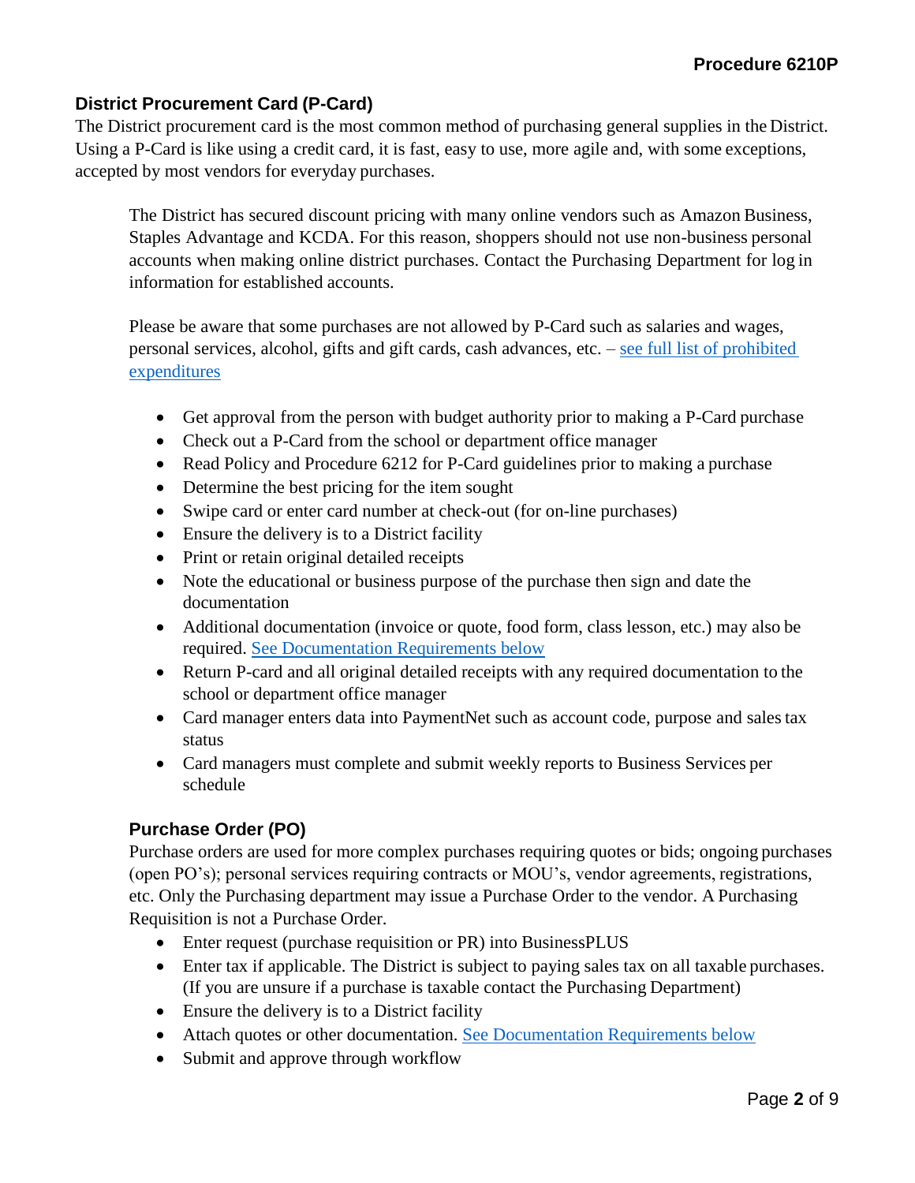## District Procurement Card (P-Card)

The District procurement card is the most common method of purchasing general supplies in the District. Using a P-Card is like using a credit card, it is fast, easy to use, more agile and, with some exceptions, accepted by most vendors for everyday purchases.

The District has secured discount pricing with many online vendors such as Amazon Business, Staples Advantage and KCDA. For this reason, shoppers should not use non-business personal accounts when making online district purchases. Contact the Purchasing Department for log in information for established accounts.

Please be aware that some purchases are not allowed by P-Card such as salaries and wages, personal services, alcohol, gifts and gift cards, cash advances, etc. – see full list of prohibited expenditures

- Get approval from the person with budget authority prior to making a P-Card purchase
- Check out a P-Card from the school or department office manager
- Read Policy and Procedure 6212 for P-Card guidelines prior to making a purchase
- Determine the best pricing for the item sought
- Swipe card or enter card number at check-out (for on-line purchases)
- Ensure the delivery is to a District facility
- Print or retain original detailed receipts
- Note the educational or business purpose of the purchase then sign and date the documentation
- Additional documentation (invoice or quote, food form, class lesson, etc.) may also be required. See Documentation Requirements below
- Return P-card and all original detailed receipts with any required documentation to the school or department office manager
- Card manager enters data into PaymentNet such as account code, purpose and sales tax status
- Card managers must complete and submit weekly reports to Business Services per schedule

### Purchase Order (PO)

Purchase orders are used for more complex purchases requiring quotes or bids; ongoing purchases (open PO's); personal services requiring contracts or MOU's, vendor agreements, registrations, etc. Only the Purchasing department may issue a Purchase Order to the vendor. A Purchasing Requisition is not a Purchase Order.

- Enter request (purchase requisition or PR) into BusinessPLUS
- Enter tax if applicable. The District is subject to paying sales tax on all taxable purchases. (If you are unsure if a purchase is taxable contact the Purchasing Department)
- Ensure the delivery is to a District facility
- Attach quotes or other documentation. See Documentation Requirements below
- Submit and approve through workflow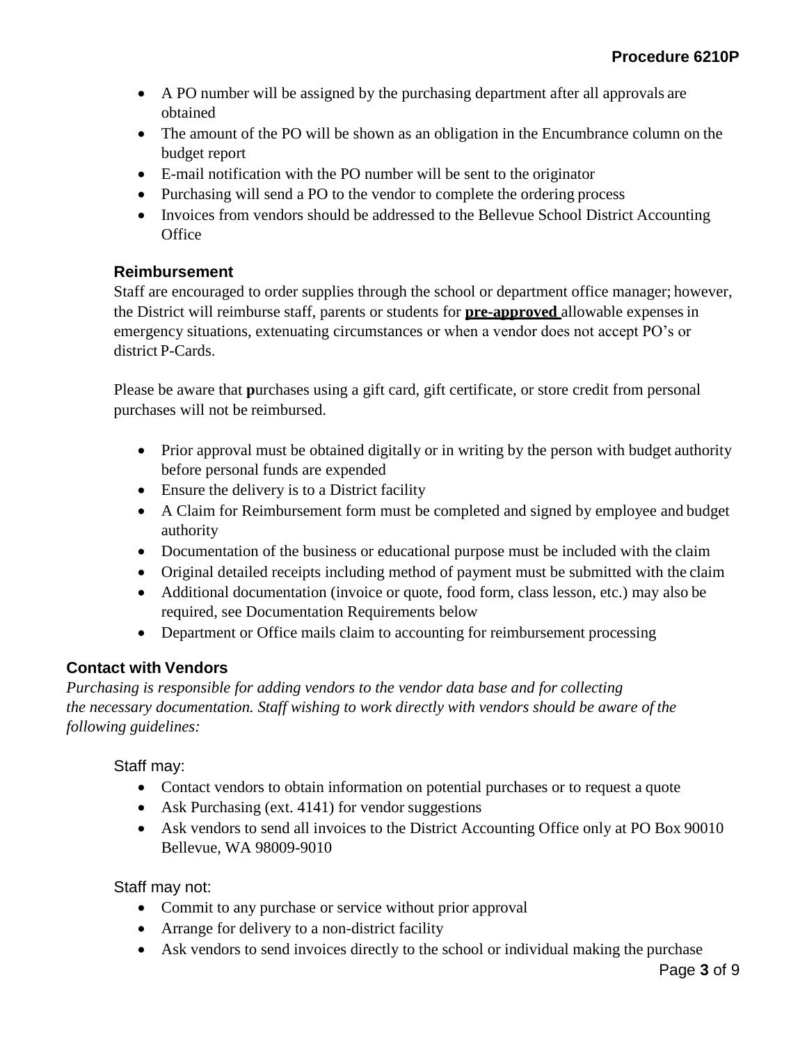- A PO number will be assigned by the purchasing department after all approvals are obtained
- The amount of the PO will be shown as an obligation in the Encumbrance column on the budget report
- E-mail notification with the PO number will be sent to the originator
- Purchasing will send a PO to the vendor to complete the ordering process
- Invoices from vendors should be addressed to the Bellevue School District Accounting Office

### Reimbursement

Staff are encouraged to order supplies through the school or department office manager; however, the District will reimburse staff, parents or students for **pre-approved** allowable expenses in emergency situations, extenuating circumstances or when a vendor does not accept PO's or district P-Cards.

Please be aware that **p**urchases using a gift card, gift certificate, or store credit from personal purchases will not be reimbursed.

- Prior approval must be obtained digitally or in writing by the person with budget authority before personal funds are expended
- Ensure the delivery is to a District facility
- A Claim for Reimbursement form must be completed and signed by employee and budget authority
- Documentation of the business or educational purpose must be included with the claim
- Original detailed receipts including method of payment must be submitted with the claim
- Additional documentation (invoice or quote, food form, class lesson, etc.) may also be required, see Documentation Requirements below
- Department or Office mails claim to accounting for reimbursement processing

## Contact with Vendors

*Purchasing is responsible for adding vendors to the vendor data base and for collecting the necessary documentation. Staff wishing to work directly with vendors should be aware of the following guidelines:*

Staff may:

- Contact vendors to obtain information on potential purchases or to request a quote
- Ask Purchasing (ext. 4141) for vendor suggestions
- Ask vendors to send all invoices to the District Accounting Office only at PO Box 90010 Bellevue, WA 98009-9010

Staff may not:

- Commit to any purchase or service without prior approval
- Arrange for delivery to a non-district facility
- Ask vendors to send invoices directly to the school or individual making the purchase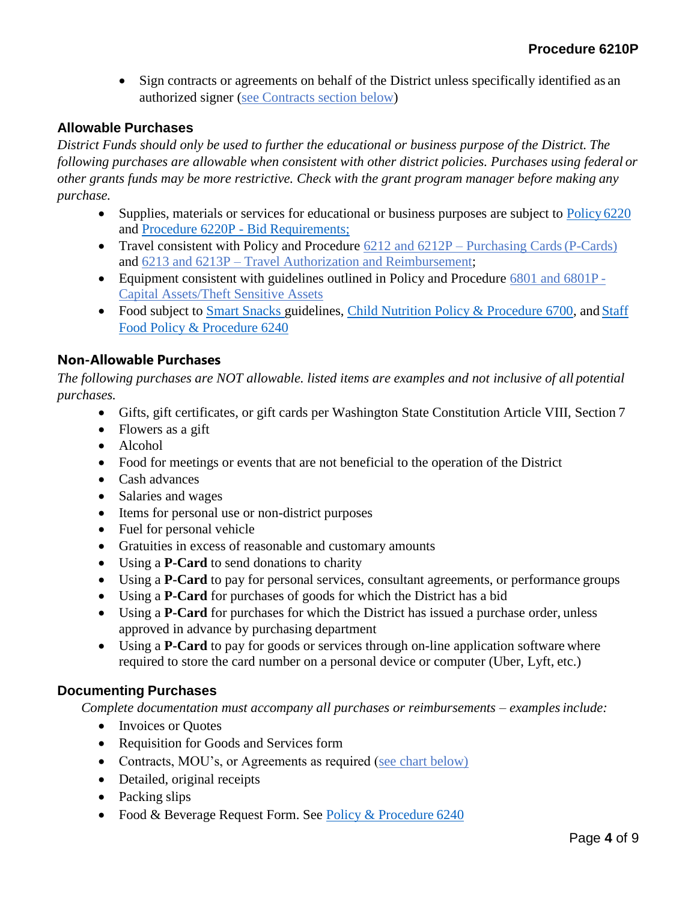- Sign contracts or agreements on behalf of the District unless specifically identified as an authorized signer (see Contracts section below)

## Allowable Purchases

*District Funds should only be used to further the educational or business purpose of the District. The following purchases are allowable when consistent with other district policies. Purchases using federal or other grants funds may be more restrictive. Check with the grant program manager before making any purchase.*

- Supplies, materials or services for educational or business purposes are subject to Policy 6220 and Procedure 6220P - Bid Requirements;
- Travel consistent with Policy and Procedure 6212 and 6212P – Purchasing Cards (P-Cards) and 6213 and 6213P – Travel Authorization and Reimbursement;
- Equipment consistent with guidelines outlined in Policy and Procedure 6801 and 6801P - Capital Assets/Theft Sensitive Assets
- Food subject to Smart Snacks guidelines, Child Nutrition Policy & Procedure 6700, and Staff Food Policy & Procedure 6240

## Non-Allowable Purchases

*The following purchases are NOT allowable. listed items are examples and not inclusive of all potential purchases.*

- Gifts, gift certificates, or gift cards per Washington State Constitution Article VIII, Section 7
- Flowers as a gift
- Alcohol
- Food for meetings or events that are not beneficial to the operation of the District
- Cash advances
- Salaries and wages
- Items for personal use or non-district purposes
- Fuel for personal vehicle
- Gratuities in excess of reasonable and customary amounts
- Using a **P-Card** to send donations to charity
- Using a **P-Card** to pay for personal services, consultant agreements, or performance groups
- Using a **P-Card** for purchases of goods for which the District has a bid
- Using a **P-Card** for purchases for which the District has issued a purchase order, unless approved in advance by purchasing department
- Using a **P-Card** to pay for goods or services through on-line application software where required to store the card number on a personal device or computer (Uber, Lyft, etc.)

## Documenting Purchases

*Complete documentation must accompany all purchases or reimbursements – examples include:*

- Invoices or Quotes
- Requisition for Goods and Services form
- Contracts, MOU's, or Agreements as required (see chart below)
- Detailed, original receipts
- Packing slips
- Food & Beverage Request Form. See Policy & Procedure 6240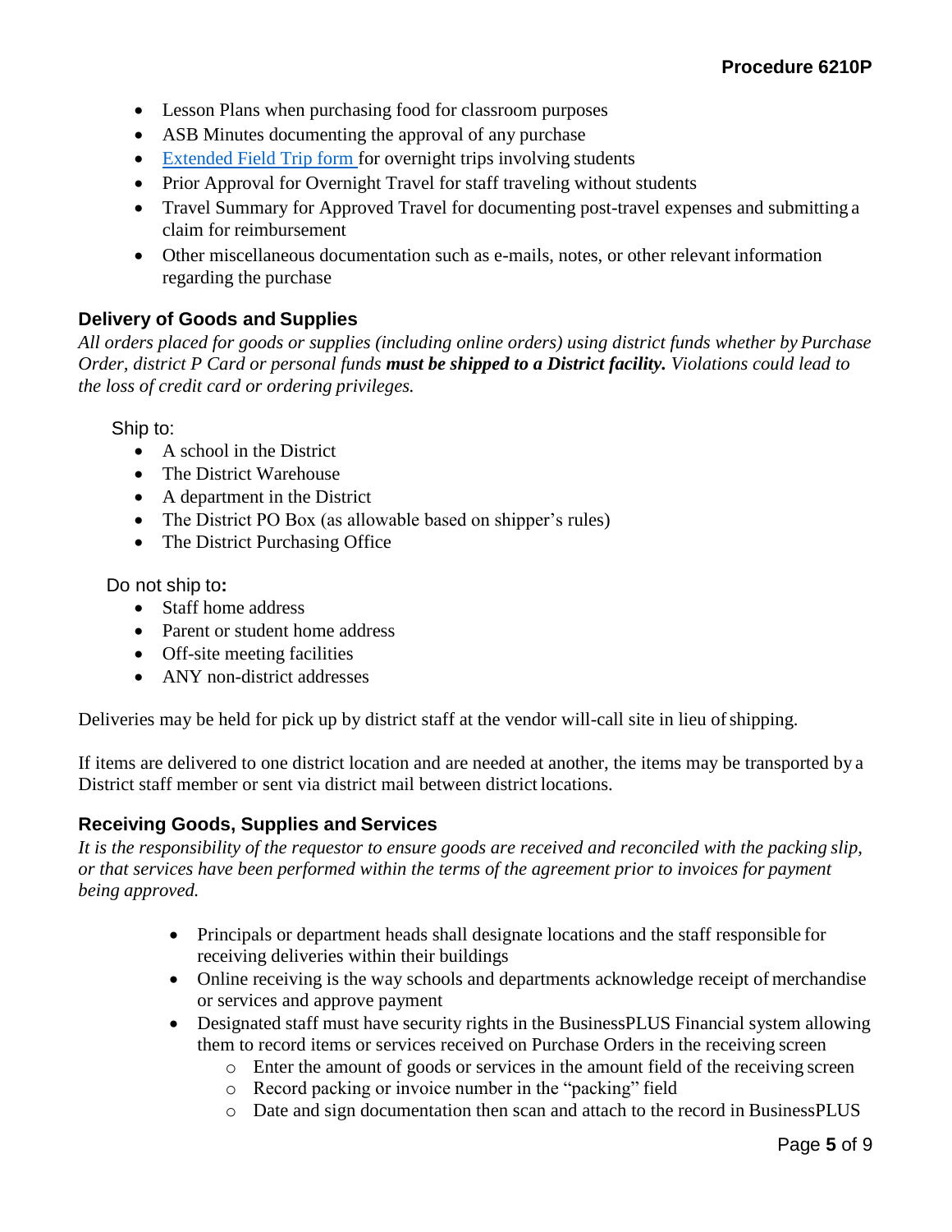- Lesson Plans when purchasing food for classroom purposes
- ASB Minutes documenting the approval of any purchase
- Extended Field Trip form for overnight trips involving students
- Prior Approval for Overnight Travel for staff traveling without students
- Travel Summary for Approved Travel for documenting post-travel expenses and submitting a claim for reimbursement
- Other miscellaneous documentation such as e-mails, notes, or other relevant information regarding the purchase

### Delivery of Goods and Supplies

*All orders placed for goods or supplies (including online orders) using district funds whether by Purchase Order, district P Card or personal funds **must be shipped to a District facility.** Violations could lead to the loss of credit card or ordering privileges.*

Ship to:

- A school in the District
- The District Warehouse
- A department in the District
- The District PO Box (as allowable based on shipper's rules)
- The District Purchasing Office

Do not ship to**:**

- Staff home address
- Parent or student home address
- Off-site meeting facilities
- ANY non-district addresses

Deliveries may be held for pick up by district staff at the vendor will-call site in lieu of shipping.

If items are delivered to one district location and are needed at another, the items may be transported by a District staff member or sent via district mail between district locations.

### Receiving Goods, Supplies and Services

*It is the responsibility of the requestor to ensure goods are received and reconciled with the packing slip, or that services have been performed within the terms of the agreement prior to invoices for payment being approved.*

- Principals or department heads shall designate locations and the staff responsible for receiving deliveries within their buildings
- Online receiving is the way schools and departments acknowledge receipt of merchandise or services and approve payment
- Designated staff must have security rights in the BusinessPLUS Financial system allowing them to record items or services received on Purchase Orders in the receiving screen
  - Enter the amount of goods or services in the amount field of the receiving screen
  - Record packing or invoice number in the "packing" field
  - Date and sign documentation then scan and attach to the record in BusinessPLUS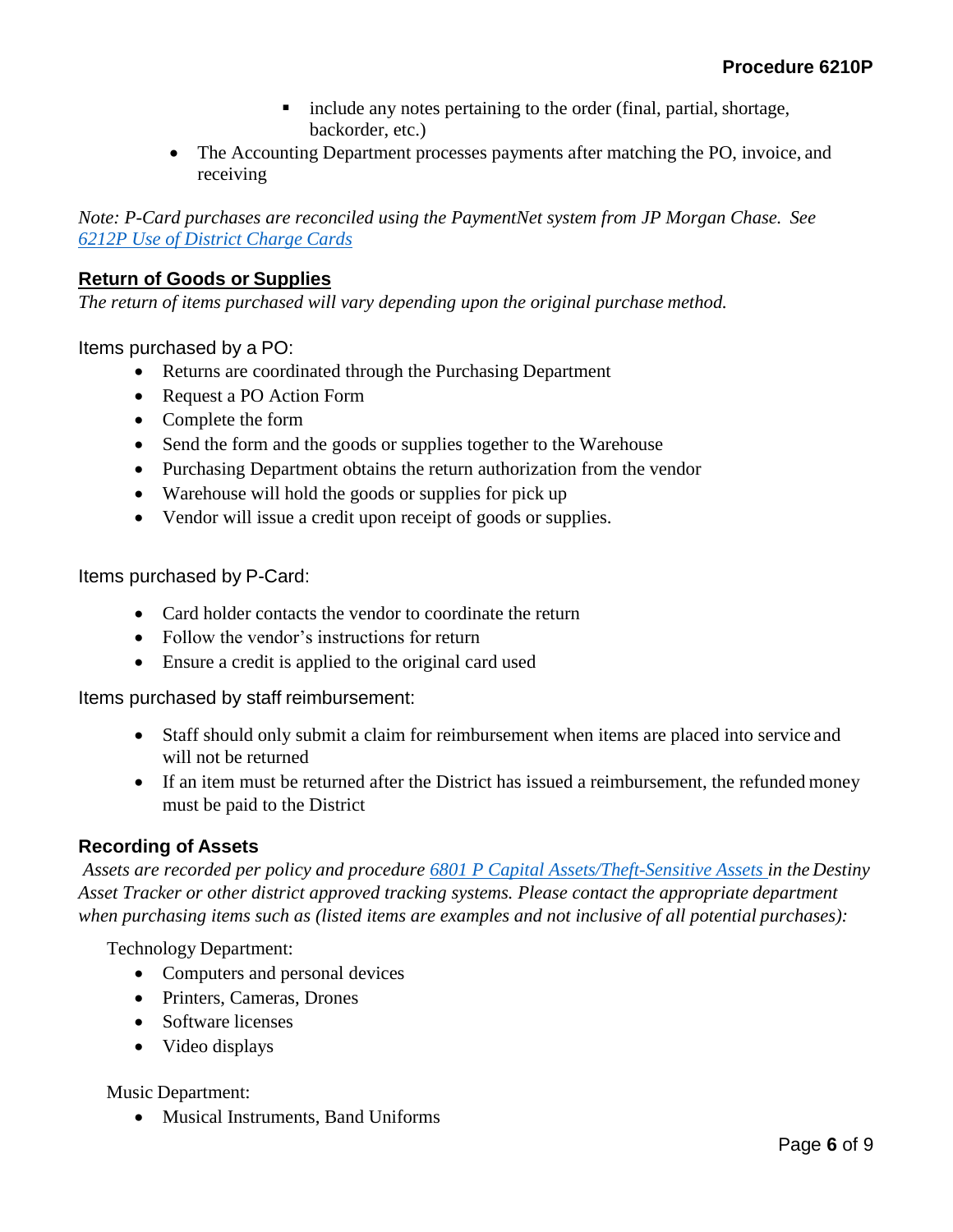- include any notes pertaining to the order (final, partial, shortage, backorder, etc.)
- The Accounting Department processes payments after matching the PO, invoice, and receiving

*Note: P-Card purchases are reconciled using the PaymentNet system from JP Morgan Chase. See [6212P Use of District Charge Cards]*

## Return of Goods or Supplies

*The return of items purchased will vary depending upon the original purchase method.*

Items purchased by a PO:

- Returns are coordinated through the Purchasing Department
- Request a PO Action Form
- Complete the form
- Send the form and the goods or supplies together to the Warehouse
- Purchasing Department obtains the return authorization from the vendor
- Warehouse will hold the goods or supplies for pick up
- Vendor will issue a credit upon receipt of goods or supplies.

Items purchased by P-Card:

- Card holder contacts the vendor to coordinate the return
- Follow the vendor's instructions for return
- Ensure a credit is applied to the original card used

Items purchased by staff reimbursement:

- Staff should only submit a claim for reimbursement when items are placed into service and will not be returned
- If an item must be returned after the District has issued a reimbursement, the refunded money must be paid to the District

## Recording of Assets

*Assets are recorded per policy and procedure [6801 P Capital Assets/Theft-Sensitive Assets] in the Destiny Asset Tracker or other district approved tracking systems. Please contact the appropriate department when purchasing items such as (listed items are examples and not inclusive of all potential purchases):*

Technology Department:

- Computers and personal devices
- Printers, Cameras, Drones
- Software licenses
- Video displays

Music Department:

- Musical Instruments, Band Uniforms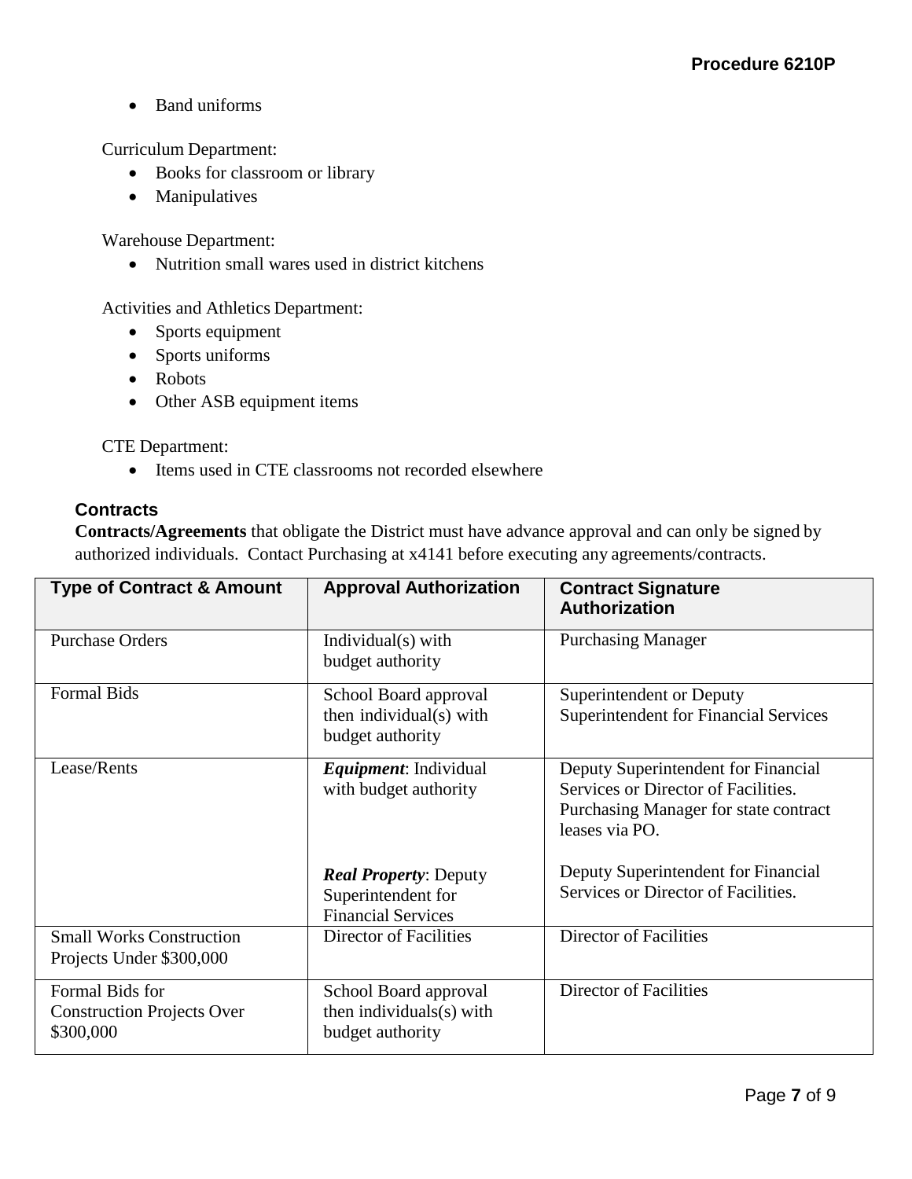- Band uniforms

Curriculum Department:

- Books for classroom or library
- Manipulatives

Warehouse Department:

- Nutrition small wares used in district kitchens

Activities and Athletics Department:

- Sports equipment
- Sports uniforms
- Robots
- Other ASB equipment items

CTE Department:

- Items used in CTE classrooms not recorded elsewhere

## Contracts

**Contracts/Agreements** that obligate the District must have advance approval and can only be signed by authorized individuals. Contact Purchasing at x4141 before executing any agreements/contracts.

| Type of Contract & Amount | Approval Authorization | Contract Signature Authorization |
|---|---|---|
| Purchase Orders | Individual(s) with budget authority | Purchasing Manager |
| Formal Bids | School Board approval then individual(s) with budget authority | Superintendent or Deputy Superintendent for Financial Services |
| Lease/Rents | ***Equipment***: Individual with budget authority | Deputy Superintendent for Financial Services or Director of Facilities. Purchasing Manager for state contract leases via PO. |
| | ***Real Property***: Deputy Superintendent for Financial Services | Deputy Superintendent for Financial Services or Director of Facilities. |
| Small Works Construction Projects Under $300,000 | Director of Facilities | Director of Facilities |
| Formal Bids for Construction Projects Over $300,000 | School Board approval then individuals(s) with budget authority | Director of Facilities |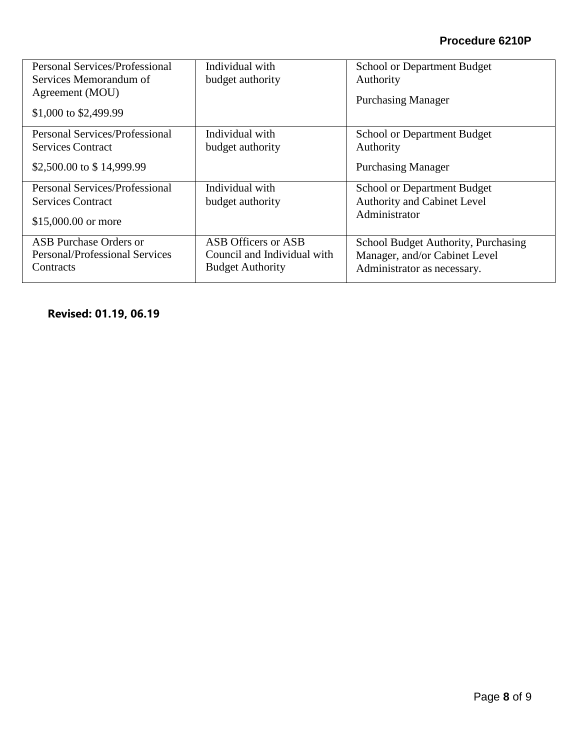| | | |
|---|---|---|
| Personal Services/Professional Services Memorandum of Agreement (MOU) $1,000 to $2,499.99 | Individual with budget authority | School or Department Budget Authority Purchasing Manager |
| Personal Services/Professional Services Contract $2,500.00 to $ 14,999.99 | Individual with budget authority | School or Department Budget Authority Purchasing Manager |
| Personal Services/Professional Services Contract $15,000.00 or more | Individual with budget authority | School or Department Budget Authority and Cabinet Level Administrator |
| ASB Purchase Orders or Personal/Professional Services Contracts | ASB Officers or ASB Council and Individual with Budget Authority | School Budget Authority, Purchasing Manager, and/or Cabinet Level Administrator as necessary. |

**Revised: 01.19, 06.19**